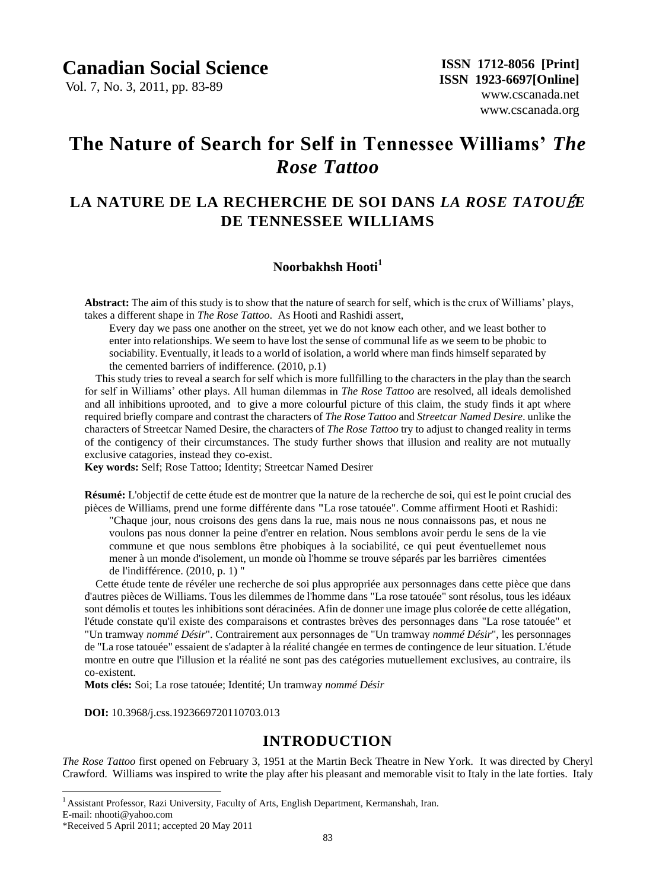# The Nature of Search for Self in Tennessee Williams' *The Rose Tattoo*

## LA NATURE DE LA RECHERCHE DE SOI DANS *LA ROSE TATOUÉE* DE TENNESSEE WILLIAMS

**Noorbakhsh Hooti**[1]

**Abstract:** The aim of this study is to show that the nature of search for self, which is the crux of Williams' plays, takes a different shape in *The Rose Tattoo*. As Hooti and Rashidi assert,

> Every day we pass one another on the street, yet we do not know each other, and we least bother to enter into relationships. We seem to have lost the sense of communal life as we seem to be phobic to sociability. Eventually, it leads to a world of isolation, a world where man finds himself separated by the cemented barriers of indifference. (2010, p.1)

This study tries to reveal a search for self which is more fullfilling to the characters in the play than the search for self in Williams' other plays. All human dilemmas in *The Rose Tattoo* are resolved, all ideals demolished and all inhibitions uprooted, and to give a more colourful picture of this claim, the study finds it apt where required briefly compare and contrast the characters of *The Rose Tattoo* and *Streetcar Named Desire*. unlike the characters of Streetcar Named Desire, the characters of *The Rose Tattoo* try to adjust to changed reality in terms of the contigency of their circumstances. The study further shows that illusion and reality are not mutually exclusive catagories, instead they co-exist.

**Key words:** Self; Rose Tattoo; Identity; Streetcar Named Desirer

**Résumé:** L'objectif de cette étude est de montrer que la nature de la recherche de soi, qui est le point crucial des pièces de Williams, prend une forme différente dans **"**La rose tatouée". Comme affirment Hooti et Rashidi:

> "Chaque jour, nous croisons des gens dans la rue, mais nous ne nous connaissons pas, et nous ne voulons pas nous donner la peine d'entrer en relation. Nous semblons avoir perdu le sens de la vie commune et que nous semblons être phobiques à la sociabilité, ce qui peut éventuellemet nous mener à un monde d'isolement, un monde où l'homme se trouve séparés par les barrières cimentées de l'indifférence. (2010, p. 1) "

Cette étude tente de révéler une recherche de soi plus appropriée aux personnages dans cette pièce que dans d'autres pièces de Williams. Tous les dilemmes de l'homme dans "La rose tatouée" sont résolus, tous les idéaux sont démolis et toutes les inhibitions sont déracinées. Afin de donner une image plus colorée de cette allégation, l'étude constate qu'il existe des comparaisons et contrastes brèves des personnages dans "La rose tatouée" et "Un tramway *nommé Désir*". Contrairement aux personnages de "Un tramway *nommé Désir*", les personnages de "La rose tatouée" essaient de s'adapter à la réalité changée en termes de contingence de leur situation. L'étude montre en outre que l'illusion et la réalité ne sont pas des catégories mutuellement exclusives, au contraire, ils co-existent.

**Mots clés:** Soi; La rose tatouée; Identité; Un tramway *nommé Désir*

**DOI:** 10.3968/j.css.1923669720110703.013

## INTRODUCTION

*The Rose Tattoo* first opened on February 3, 1951 at the Martin Beck Theatre in New York. It was directed by Cheryl Crawford. Williams was inspired to write the play after his pleasant and memorable visit to Italy in the late forties. Italy

---

[1] Assistant Professor, Razi University, Faculty of Arts, English Department, Kermanshah, Iran.
E-mail: nhooti@yahoo.com

*Received 5 April 2011; accepted 20 May 2011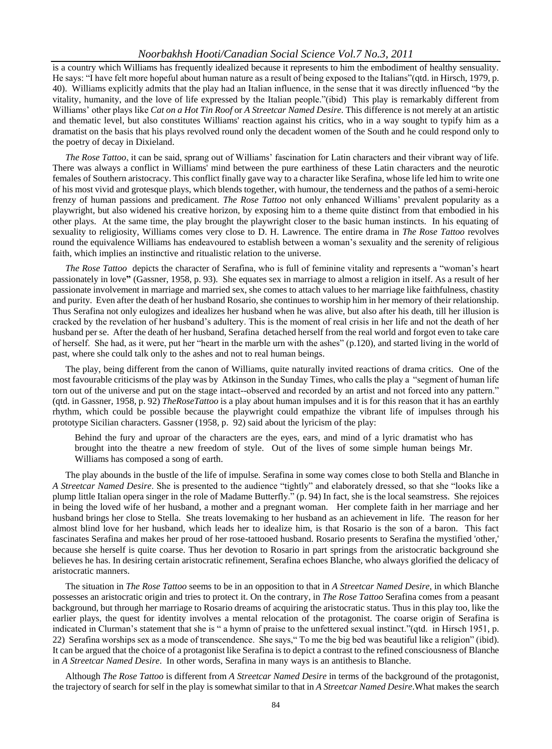is a country which Williams has frequently idealized because it represents to him the embodiment of healthy sensuality. He says: "I have felt more hopeful about human nature as a result of being exposed to the Italians"(qtd. in Hirsch, 1979, p. 40). Williams explicitly admits that the play had an Italian influence, in the sense that it was directly influenced "by the vitality, humanity, and the love of life expressed by the Italian people."(ibid) This play is remarkably different from Williams' other plays like *Cat on a Hot Tin Roof* or *A Streetcar Named Desire.* This difference is not merely at an artistic and thematic level, but also constitutes Williams' reaction against his critics, who in a way sought to typify him as a dramatist on the basis that his plays revolved round only the decadent women of the South and he could respond only to the poetry of decay in Dixieland.

*The Rose Tattoo*, it can be said, sprang out of Williams' fascination for Latin characters and their vibrant way of life. There was always a conflict in Williams' mind between the pure earthiness of these Latin characters and the neurotic females of Southern aristocracy. This conflict finally gave way to a character like Serafina, whose life led him to write one of his most vivid and grotesque plays, which blends together, with humour, the tenderness and the pathos of a semi-heroic frenzy of human passions and predicament. *The Rose Tattoo* not only enhanced Williams' prevalent popularity as a playwright, but also widened his creative horizon, by exposing him to a theme quite distinct from that embodied in his other plays. At the same time, the play brought the playwright closer to the basic human instincts. In his equating of sexuality to religiosity, Williams comes very close to D. H. Lawrence. The entire drama in *The Rose Tattoo* revolves round the equivalence Williams has endeavoured to establish between a woman's sexuality and the serenity of religious faith, which implies an instinctive and ritualistic relation to the universe.

*The Rose Tattoo* depicts the character of Serafina, who is full of feminine vitality and represents a "woman's heart passionately in love**"** (Gassner, 1958, p. 93). She equates sex in marriage to almost a religion in itself. As a result of her passionate involvement in marriage and married sex, she comes to attach values to her marriage like faithfulness, chastity and purity. Even after the death of her husband Rosario, she continues to worship him in her memory of their relationship. Thus Serafina not only eulogizes and idealizes her husband when he was alive, but also after his death, till her illusion is cracked by the revelation of her husband's adultery. This is the moment of real crisis in her life and not the death of her husband per se. After the death of her husband, Serafina detached herself from the real world and forgot even to take care of herself. She had, as it were, put her "heart in the marble urn with the ashes" (p.120), and started living in the world of past, where she could talk only to the ashes and not to real human beings.

The play, being different from the canon of Williams, quite naturally invited reactions of drama critics. One of the most favourable criticisms of the play was by Atkinson in the Sunday Times, who calls the play a "segment of human life torn out of the universe and put on the stage intact--observed and recorded by an artist and not forced into any pattern." (qtd. in Gassner, 1958, p. 92) *TheRoseTattoo* is a play about human impulses and it is for this reason that it has an earthly rhythm, which could be possible because the playwright could empathize the vibrant life of impulses through his prototype Sicilian characters. Gassner (1958, p. 92) said about the lyricism of the play:

> Behind the fury and uproar of the characters are the eyes, ears, and mind of a lyric dramatist who has brought into the theatre a new freedom of style. Out of the lives of some simple human beings Mr. Williams has composed a song of earth.

The play abounds in the bustle of the life of impulse. Serafina in some way comes close to both Stella and Blanche in *A Streetcar Named Desire*. She is presented to the audience "tightly" and elaborately dressed, so that she "looks like a plump little Italian opera singer in the role of Madame Butterfly." (p. 94) In fact, she is the local seamstress. She rejoices in being the loved wife of her husband, a mother and a pregnant woman. Her complete faith in her marriage and her husband brings her close to Stella. She treats lovemaking to her husband as an achievement in life. The reason for her almost blind love for her husband, which leads her to idealize him, is that Rosario is the son of a baron. This fact fascinates Serafina and makes her proud of her rose-tattooed husband. Rosario presents to Serafina the mystified 'other,' because she herself is quite coarse. Thus her devotion to Rosario in part springs from the aristocratic background she believes he has. In desiring certain aristocratic refinement, Serafina echoes Blanche, who always glorified the delicacy of aristocratic manners.

The situation in *The Rose Tattoo* seems to be in an opposition to that in *A Streetcar Named Desire*, in which Blanche possesses an aristocratic origin and tries to protect it. On the contrary, in *The Rose Tattoo* Serafina comes from a peasant background, but through her marriage to Rosario dreams of acquiring the aristocratic status. Thus in this play too, like the earlier plays, the quest for identity involves a mental relocation of the protagonist. The coarse origin of Serafina is indicated in Clurman's statement that she is " a hymn of praise to the unfettered sexual instinct."(qtd. in Hirsch 1951, p. 22) Serafina worships sex as a mode of transcendence. She says," To me the big bed was beautiful like a religion" (ibid). It can be argued that the choice of a protagonist like Serafina is to depict a contrast to the refined consciousness of Blanche in *A Streetcar Named Desire*. In other words, Serafina in many ways is an antithesis to Blanche.

Although *The Rose Tattoo* is different from *A Streetcar Named Desire* in terms of the background of the protagonist, the trajectory of search for self in the play is somewhat similar to that in *A Streetcar Named Desire*.What makes the search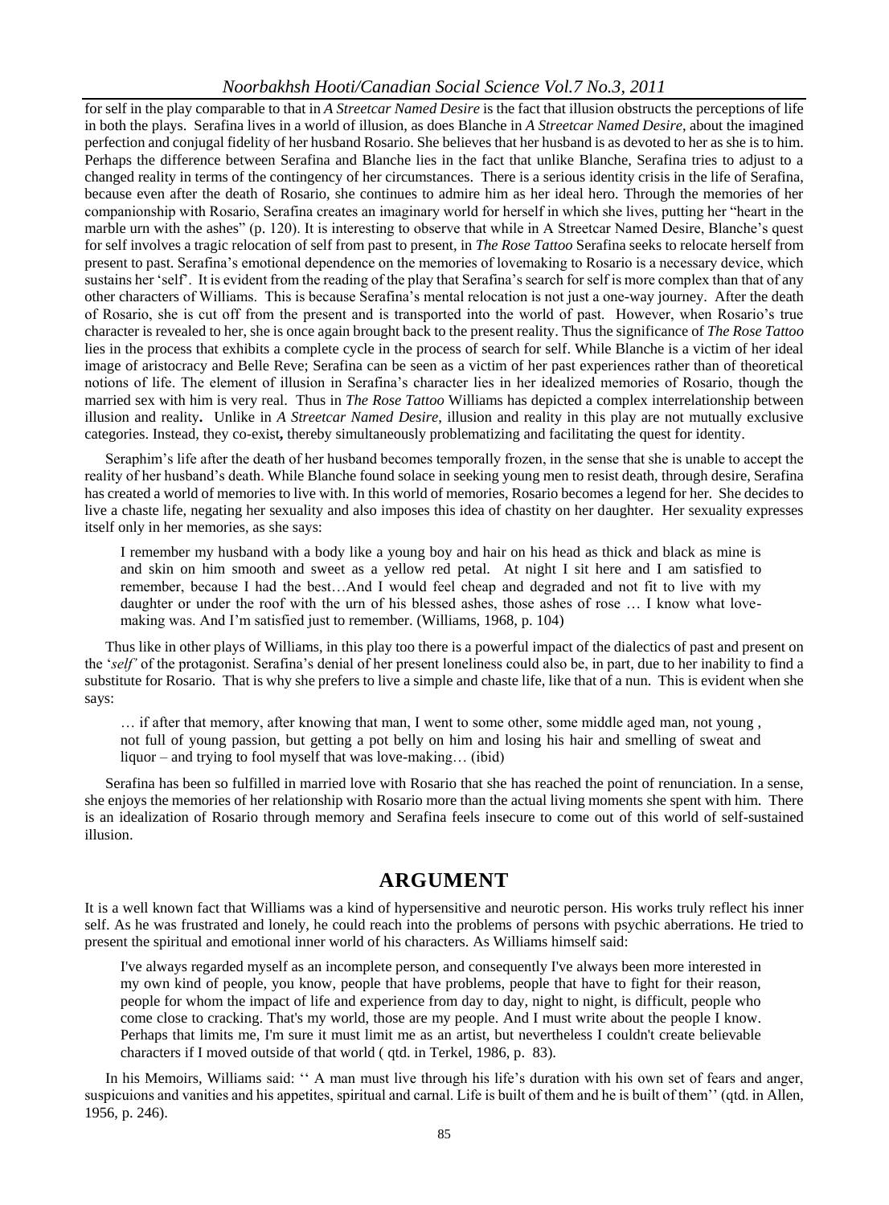for self in the play comparable to that in *A Streetcar Named Desire* is the fact that illusion obstructs the perceptions of life in both the plays. Serafina lives in a world of illusion, as does Blanche in *A Streetcar Named Desire*, about the imagined perfection and conjugal fidelity of her husband Rosario. She believes that her husband is as devoted to her as she is to him. Perhaps the difference between Serafina and Blanche lies in the fact that unlike Blanche, Serafina tries to adjust to a changed reality in terms of the contingency of her circumstances. There is a serious identity crisis in the life of Serafina, because even after the death of Rosario, she continues to admire him as her ideal hero. Through the memories of her companionship with Rosario, Serafina creates an imaginary world for herself in which she lives, putting her "heart in the marble urn with the ashes" (p. 120). It is interesting to observe that while in A Streetcar Named Desire, Blanche's quest for self involves a tragic relocation of self from past to present, in *The Rose Tattoo* Serafina seeks to relocate herself from present to past. Serafina's emotional dependence on the memories of lovemaking to Rosario is a necessary device, which sustains her 'self'. It is evident from the reading of the play that Serafina's search for self is more complex than that of any other characters of Williams. This is because Serafina's mental relocation is not just a one-way journey. After the death of Rosario, she is cut off from the present and is transported into the world of past. However, when Rosario's true character is revealed to her, she is once again brought back to the present reality. Thus the significance of *The Rose Tattoo* lies in the process that exhibits a complete cycle in the process of search for self. While Blanche is a victim of her ideal image of aristocracy and Belle Reve; Serafina can be seen as a victim of her past experiences rather than of theoretical notions of life. The element of illusion in Serafina's character lies in her idealized memories of Rosario, though the married sex with him is very real. Thus in *The Rose Tattoo* Williams has depicted a complex interrelationship between illusion and reality**.** Unlike in *A Streetcar Named Desire,* illusion and reality in this play are not mutually exclusive categories. Instead, they co-exist**,** thereby simultaneously problematizing and facilitating the quest for identity.

Seraphim's life after the death of her husband becomes temporally frozen, in the sense that she is unable to accept the reality of her husband's death. While Blanche found solace in seeking young men to resist death, through desire, Serafina has created a world of memories to live with. In this world of memories, Rosario becomes a legend for her. She decides to live a chaste life, negating her sexuality and also imposes this idea of chastity on her daughter. Her sexuality expresses itself only in her memories, as she says:

> I remember my husband with a body like a young boy and hair on his head as thick and black as mine is and skin on him smooth and sweet as a yellow red petal. At night I sit here and I am satisfied to remember, because I had the best…And I would feel cheap and degraded and not fit to live with my daughter or under the roof with the urn of his blessed ashes, those ashes of rose … I know what love-making was. And I'm satisfied just to remember. (Williams, 1968, p. 104)

Thus like in other plays of Williams, in this play too there is a powerful impact of the dialectics of past and present on the '*self*' of the protagonist. Serafina's denial of her present loneliness could also be, in part, due to her inability to find a substitute for Rosario. That is why she prefers to live a simple and chaste life, like that of a nun. This is evident when she says:

> … if after that memory, after knowing that man, I went to some other, some middle aged man, not young , not full of young passion, but getting a pot belly on him and losing his hair and smelling of sweat and liquor – and trying to fool myself that was love-making… (ibid)

Serafina has been so fulfilled in married love with Rosario that she has reached the point of renunciation. In a sense, she enjoys the memories of her relationship with Rosario more than the actual living moments she spent with him. There is an idealization of Rosario through memory and Serafina feels insecure to come out of this world of self-sustained illusion.

## ARGUMENT

It is a well known fact that Williams was a kind of hypersensitive and neurotic person. His works truly reflect his inner self. As he was frustrated and lonely, he could reach into the problems of persons with psychic aberrations. He tried to present the spiritual and emotional inner world of his characters. As Williams himself said:

> I've always regarded myself as an incomplete person, and consequently I've always been more interested in my own kind of people, you know, people that have problems, people that have to fight for their reason, people for whom the impact of life and experience from day to day, night to night, is difficult, people who come close to cracking. That's my world, those are my people. And I must write about the people I know. Perhaps that limits me, I'm sure it must limit me as an artist, but nevertheless I couldn't create believable characters if I moved outside of that world ( qtd. in Terkel, 1986, p. 83).

In his Memoirs, Williams said: '' A man must live through his life's duration with his own set of fears and anger, suspicuions and vanities and his appetites, spiritual and carnal. Life is built of them and he is built of them'' (qtd. in Allen, 1956, p. 246).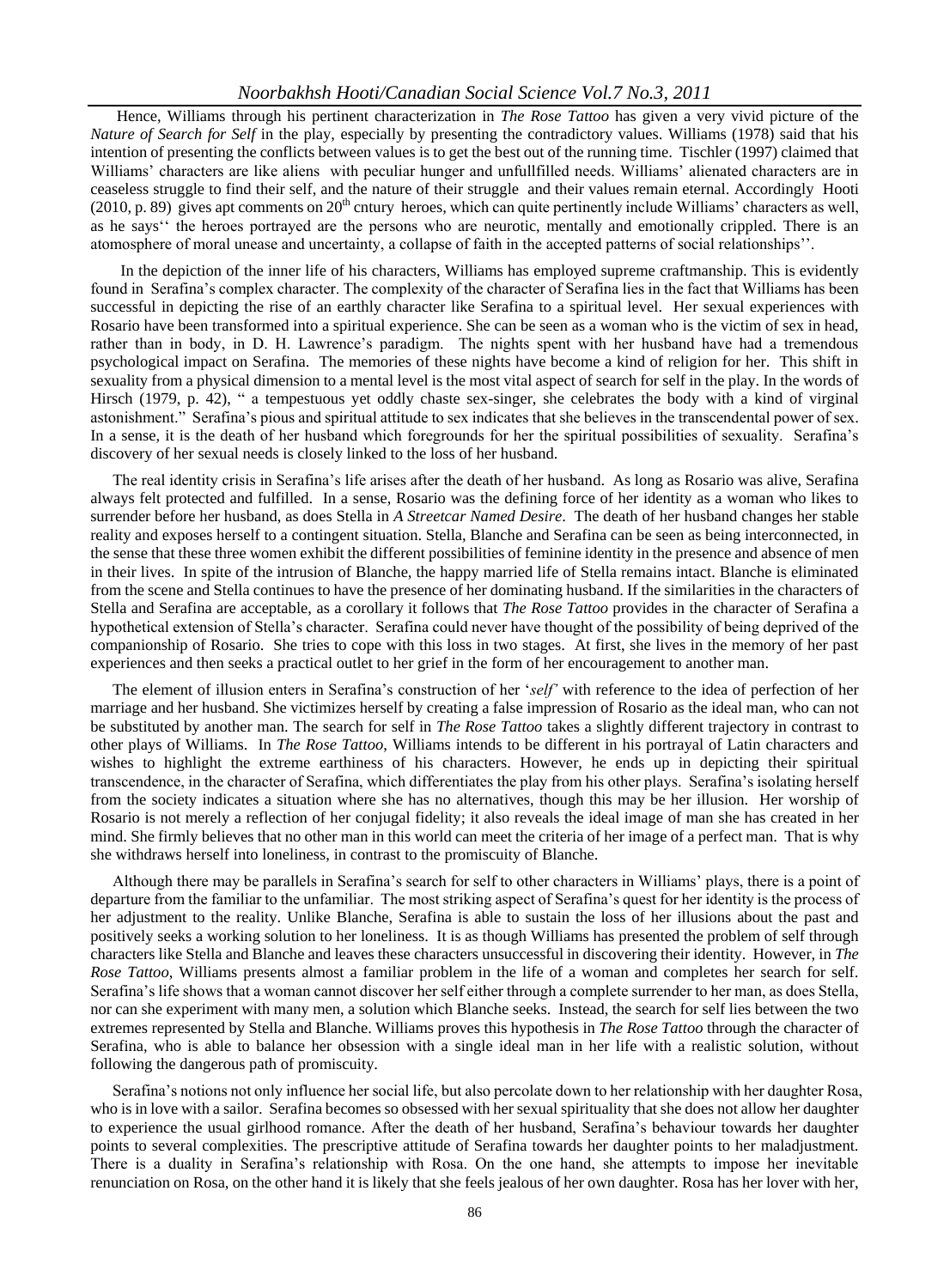Hence, Williams through his pertinent characterization in *The Rose Tattoo* has given a very vivid picture of the *Nature of Search for Self* in the play, especially by presenting the contradictory values. Williams (1978) said that his intention of presenting the conflicts between values is to get the best out of the running time. Tischler (1997) claimed that Williams' characters are like aliens with peculiar hunger and unfullfilled needs. Williams' alienated characters are in ceaseless struggle to find their self, and the nature of their struggle and their values remain eternal. Accordingly Hooti (2010, p. 89) gives apt comments on 20th cntury heroes, which can quite pertinently include Williams' characters as well, as he says'' the heroes portrayed are the persons who are neurotic, mentally and emotionally crippled. There is an atomosphere of moral unease and uncertainty, a collapse of faith in the accepted patterns of social relationships''.

In the depiction of the inner life of his characters, Williams has employed supreme craftmanship. This is evidently found in Serafina's complex character. The complexity of the character of Serafina lies in the fact that Williams has been successful in depicting the rise of an earthly character like Serafina to a spiritual level. Her sexual experiences with Rosario have been transformed into a spiritual experience. She can be seen as a woman who is the victim of sex in head, rather than in body, in D. H. Lawrence's paradigm. The nights spent with her husband have had a tremendous psychological impact on Serafina. The memories of these nights have become a kind of religion for her. This shift in sexuality from a physical dimension to a mental level is the most vital aspect of search for self in the play. In the words of Hirsch (1979, p. 42), " a tempestuous yet oddly chaste sex-singer, she celebrates the body with a kind of virginal astonishment." Serafina's pious and spiritual attitude to sex indicates that she believes in the transcendental power of sex. In a sense, it is the death of her husband which foregrounds for her the spiritual possibilities of sexuality. Serafina's discovery of her sexual needs is closely linked to the loss of her husband.

The real identity crisis in Serafina's life arises after the death of her husband. As long as Rosario was alive, Serafina always felt protected and fulfilled. In a sense, Rosario was the defining force of her identity as a woman who likes to surrender before her husband, as does Stella in *A Streetcar Named Desire*. The death of her husband changes her stable reality and exposes herself to a contingent situation. Stella, Blanche and Serafina can be seen as being interconnected, in the sense that these three women exhibit the different possibilities of feminine identity in the presence and absence of men in their lives. In spite of the intrusion of Blanche, the happy married life of Stella remains intact. Blanche is eliminated from the scene and Stella continues to have the presence of her dominating husband. If the similarities in the characters of Stella and Serafina are acceptable, as a corollary it follows that *The Rose Tattoo* provides in the character of Serafina a hypothetical extension of Stella's character. Serafina could never have thought of the possibility of being deprived of the companionship of Rosario. She tries to cope with this loss in two stages. At first, she lives in the memory of her past experiences and then seeks a practical outlet to her grief in the form of her encouragement to another man.

The element of illusion enters in Serafina's construction of her '*self*' with reference to the idea of perfection of her marriage and her husband. She victimizes herself by creating a false impression of Rosario as the ideal man, who can not be substituted by another man. The search for self in *The Rose Tattoo* takes a slightly different trajectory in contrast to other plays of Williams. In *The Rose Tattoo,* Williams intends to be different in his portrayal of Latin characters and wishes to highlight the extreme earthiness of his characters. However, he ends up in depicting their spiritual transcendence, in the character of Serafina, which differentiates the play from his other plays. Serafina's isolating herself from the society indicates a situation where she has no alternatives, though this may be her illusion. Her worship of Rosario is not merely a reflection of her conjugal fidelity; it also reveals the ideal image of man she has created in her mind. She firmly believes that no other man in this world can meet the criteria of her image of a perfect man. That is why she withdraws herself into loneliness, in contrast to the promiscuity of Blanche.

Although there may be parallels in Serafina's search for self to other characters in Williams' plays, there is a point of departure from the familiar to the unfamiliar. The most striking aspect of Serafina's quest for her identity is the process of her adjustment to the reality. Unlike Blanche, Serafina is able to sustain the loss of her illusions about the past and positively seeks a working solution to her loneliness. It is as though Williams has presented the problem of self through characters like Stella and Blanche and leaves these characters unsuccessful in discovering their identity. However, in *The Rose Tattoo*, Williams presents almost a familiar problem in the life of a woman and completes her search for self. Serafina's life shows that a woman cannot discover her self either through a complete surrender to her man, as does Stella, nor can she experiment with many men, a solution which Blanche seeks. Instead, the search for self lies between the two extremes represented by Stella and Blanche. Williams proves this hypothesis in *The Rose Tattoo* through the character of Serafina, who is able to balance her obsession with a single ideal man in her life with a realistic solution, without following the dangerous path of promiscuity.

Serafina's notions not only influence her social life, but also percolate down to her relationship with her daughter Rosa, who is in love with a sailor. Serafina becomes so obsessed with her sexual spirituality that she does not allow her daughter to experience the usual girlhood romance. After the death of her husband, Serafina's behaviour towards her daughter points to several complexities. The prescriptive attitude of Serafina towards her daughter points to her maladjustment. There is a duality in Serafina's relationship with Rosa. On the one hand, she attempts to impose her inevitable renunciation on Rosa, on the other hand it is likely that she feels jealous of her own daughter. Rosa has her lover with her,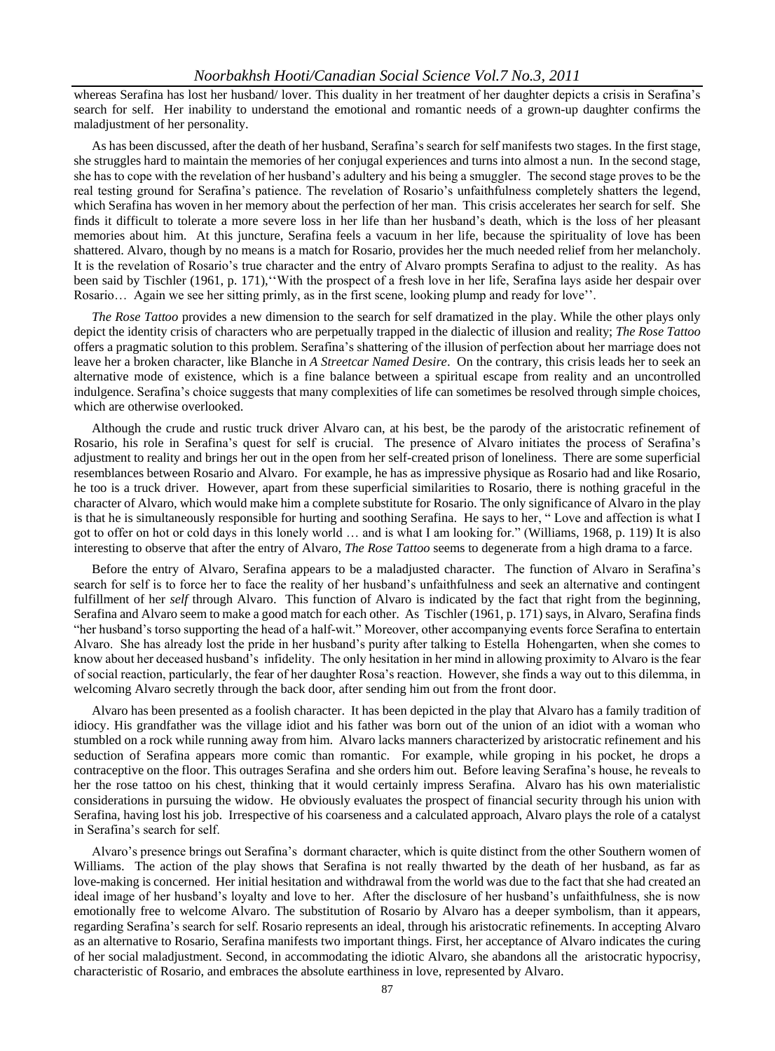whereas Serafina has lost her husband/ lover. This duality in her treatment of her daughter depicts a crisis in Serafina's search for self. Her inability to understand the emotional and romantic needs of a grown-up daughter confirms the maladjustment of her personality.

As has been discussed, after the death of her husband, Serafina's search for self manifests two stages. In the first stage, she struggles hard to maintain the memories of her conjugal experiences and turns into almost a nun. In the second stage, she has to cope with the revelation of her husband's adultery and his being a smuggler. The second stage proves to be the real testing ground for Serafina's patience. The revelation of Rosario's unfaithfulness completely shatters the legend, which Serafina has woven in her memory about the perfection of her man. This crisis accelerates her search for self. She finds it difficult to tolerate a more severe loss in her life than her husband's death, which is the loss of her pleasant memories about him. At this juncture, Serafina feels a vacuum in her life, because the spirituality of love has been shattered. Alvaro, though by no means is a match for Rosario, provides her the much needed relief from her melancholy. It is the revelation of Rosario's true character and the entry of Alvaro prompts Serafina to adjust to the reality. As has been said by Tischler (1961, p. 171),''With the prospect of a fresh love in her life, Serafina lays aside her despair over Rosario… Again we see her sitting primly, as in the first scene, looking plump and ready for love''.

*The Rose Tattoo* provides a new dimension to the search for self dramatized in the play. While the other plays only depict the identity crisis of characters who are perpetually trapped in the dialectic of illusion and reality; *The Rose Tattoo* offers a pragmatic solution to this problem. Serafina's shattering of the illusion of perfection about her marriage does not leave her a broken character, like Blanche in *A Streetcar Named Desire*. On the contrary, this crisis leads her to seek an alternative mode of existence, which is a fine balance between a spiritual escape from reality and an uncontrolled indulgence. Serafina's choice suggests that many complexities of life can sometimes be resolved through simple choices, which are otherwise overlooked.

Although the crude and rustic truck driver Alvaro can, at his best, be the parody of the aristocratic refinement of Rosario, his role in Serafina's quest for self is crucial. The presence of Alvaro initiates the process of Serafina's adjustment to reality and brings her out in the open from her self-created prison of loneliness. There are some superficial resemblances between Rosario and Alvaro. For example, he has as impressive physique as Rosario had and like Rosario, he too is a truck driver. However, apart from these superficial similarities to Rosario, there is nothing graceful in the character of Alvaro, which would make him a complete substitute for Rosario. The only significance of Alvaro in the play is that he is simultaneously responsible for hurting and soothing Serafina. He says to her, " Love and affection is what I got to offer on hot or cold days in this lonely world … and is what I am looking for." (Williams, 1968, p. 119) It is also interesting to observe that after the entry of Alvaro, *The Rose Tattoo* seems to degenerate from a high drama to a farce.

Before the entry of Alvaro, Serafina appears to be a maladjusted character. The function of Alvaro in Serafina's search for self is to force her to face the reality of her husband's unfaithfulness and seek an alternative and contingent fulfillment of her *self* through Alvaro. This function of Alvaro is indicated by the fact that right from the beginning, Serafina and Alvaro seem to make a good match for each other. As Tischler (1961, p. 171) says, in Alvaro, Serafina finds "her husband's torso supporting the head of a half-wit." Moreover, other accompanying events force Serafina to entertain Alvaro. She has already lost the pride in her husband's purity after talking to Estella Hohengarten, when she comes to know about her deceased husband's infidelity. The only hesitation in her mind in allowing proximity to Alvaro is the fear of social reaction, particularly, the fear of her daughter Rosa's reaction. However, she finds a way out to this dilemma, in welcoming Alvaro secretly through the back door, after sending him out from the front door.

Alvaro has been presented as a foolish character. It has been depicted in the play that Alvaro has a family tradition of idiocy. His grandfather was the village idiot and his father was born out of the union of an idiot with a woman who stumbled on a rock while running away from him. Alvaro lacks manners characterized by aristocratic refinement and his seduction of Serafina appears more comic than romantic. For example, while groping in his pocket, he drops a contraceptive on the floor. This outrages Serafina and she orders him out. Before leaving Serafina's house, he reveals to her the rose tattoo on his chest, thinking that it would certainly impress Serafina. Alvaro has his own materialistic considerations in pursuing the widow. He obviously evaluates the prospect of financial security through his union with Serafina, having lost his job. Irrespective of his coarseness and a calculated approach, Alvaro plays the role of a catalyst in Serafina's search for self.

Alvaro's presence brings out Serafina's dormant character, which is quite distinct from the other Southern women of Williams. The action of the play shows that Serafina is not really thwarted by the death of her husband, as far as love-making is concerned. Her initial hesitation and withdrawal from the world was due to the fact that she had created an ideal image of her husband's loyalty and love to her. After the disclosure of her husband's unfaithfulness, she is now emotionally free to welcome Alvaro. The substitution of Rosario by Alvaro has a deeper symbolism, than it appears, regarding Serafina's search for self. Rosario represents an ideal, through his aristocratic refinements. In accepting Alvaro as an alternative to Rosario, Serafina manifests two important things. First, her acceptance of Alvaro indicates the curing of her social maladjustment. Second, in accommodating the idiotic Alvaro, she abandons all the aristocratic hypocrisy, characteristic of Rosario, and embraces the absolute earthiness in love, represented by Alvaro.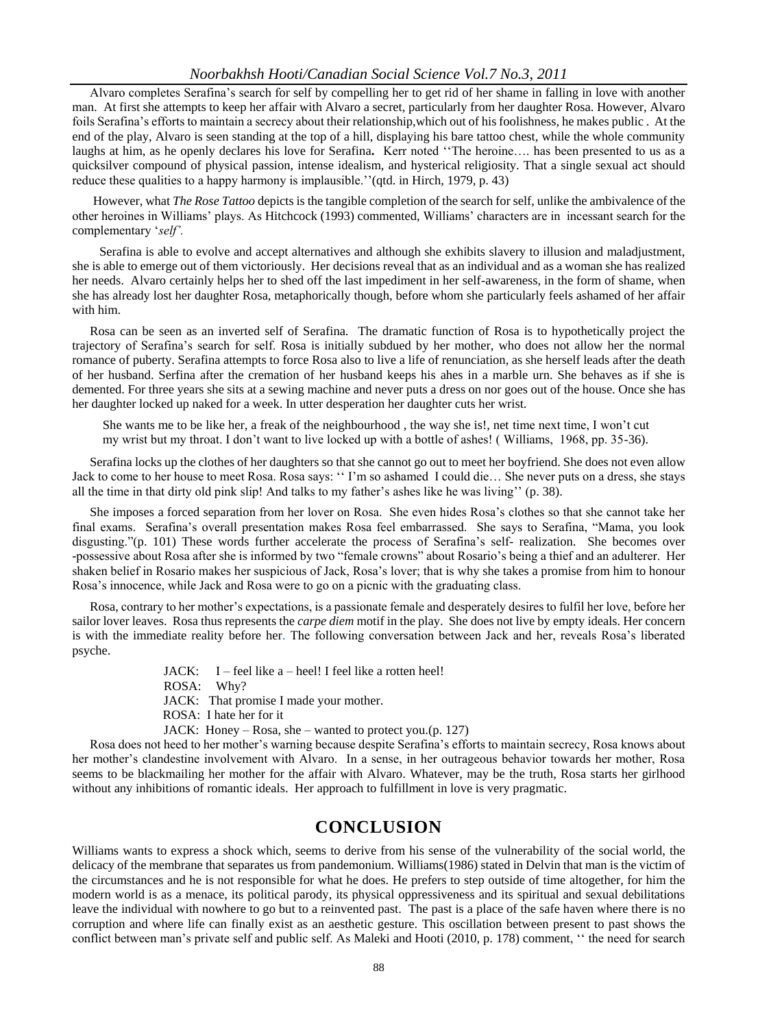Alvaro completes Serafina's search for self by compelling her to get rid of her shame in falling in love with another man. At first she attempts to keep her affair with Alvaro a secret, particularly from her daughter Rosa. However, Alvaro foils Serafina's efforts to maintain a secrecy about their relationship,which out of his foolishness, he makes public . At the end of the play, Alvaro is seen standing at the top of a hill, displaying his bare tattoo chest, while the whole community laughs at him, as he openly declares his love for Serafina**.** Kerr noted ''The heroine…. has been presented to us as a quicksilver compound of physical passion, intense idealism, and hysterical religiosity. That a single sexual act should reduce these qualities to a happy harmony is implausible.''(qtd. in Hirch, 1979, p. 43)

However, what *The Rose Tattoo* depicts is the tangible completion of the search for self, unlike the ambivalence of the other heroines in Williams' plays. As Hitchcock (1993) commented, Williams' characters are in incessant search for the complementary '*self'.*

Serafina is able to evolve and accept alternatives and although she exhibits slavery to illusion and maladjustment, she is able to emerge out of them victoriously. Her decisions reveal that as an individual and as a woman she has realized her needs. Alvaro certainly helps her to shed off the last impediment in her self-awareness, in the form of shame, when she has already lost her daughter Rosa, metaphorically though, before whom she particularly feels ashamed of her affair with him.

Rosa can be seen as an inverted self of Serafina. The dramatic function of Rosa is to hypothetically project the trajectory of Serafina's search for self. Rosa is initially subdued by her mother, who does not allow her the normal romance of puberty. Serafina attempts to force Rosa also to live a life of renunciation, as she herself leads after the death of her husband. Serfina after the cremation of her husband keeps his ahes in a marble urn. She behaves as if she is demented. For three years she sits at a sewing machine and never puts a dress on nor goes out of the house. Once she has her daughter locked up naked for a week. In utter desperation her daughter cuts her wrist.

> She wants me to be like her, a freak of the neighbourhood , the way she is!, net time next time, I won't cut my wrist but my throat. I don't want to live locked up with a bottle of ashes! ( Williams, 1968, pp. 35-36).

Serafina locks up the clothes of her daughters so that she cannot go out to meet her boyfriend. She does not even allow Jack to come to her house to meet Rosa. Rosa says: '' I'm so ashamed I could die… She never puts on a dress, she stays all the time in that dirty old pink slip! And talks to my father's ashes like he was living'' (p. 38).

She imposes a forced separation from her lover on Rosa. She even hides Rosa's clothes so that she cannot take her final exams. Serafina's overall presentation makes Rosa feel embarrassed. She says to Serafina, "Mama, you look disgusting."(p. 101) These words further accelerate the process of Serafina's self- realization. She becomes over -possessive about Rosa after she is informed by two "female crowns" about Rosario's being a thief and an adulterer. Her shaken belief in Rosario makes her suspicious of Jack, Rosa's lover; that is why she takes a promise from him to honour Rosa's innocence, while Jack and Rosa were to go on a picnic with the graduating class.

Rosa, contrary to her mother's expectations, is a passionate female and desperately desires to fulfil her love, before her sailor lover leaves. Rosa thus represents the *carpe diem* motif in the play. She does not live by empty ideals. Her concern is with the immediate reality before her. The following conversation between Jack and her, reveals Rosa's liberated psyche.

> JACK: I – feel like a – heel! I feel like a rotten heel!
> ROSA: Why?
> JACK: That promise I made your mother.
> ROSA: I hate her for it
> JACK: Honey – Rosa, she – wanted to protect you.(p. 127)

Rosa does not heed to her mother's warning because despite Serafina's efforts to maintain secrecy, Rosa knows about her mother's clandestine involvement with Alvaro. In a sense, in her outrageous behavior towards her mother, Rosa seems to be blackmailing her mother for the affair with Alvaro. Whatever, may be the truth, Rosa starts her girlhood without any inhibitions of romantic ideals. Her approach to fulfillment in love is very pragmatic.

## CONCLUSION

Williams wants to express a shock which, seems to derive from his sense of the vulnerability of the social world, the delicacy of the membrane that separates us from pandemonium. Williams(1986) stated in Delvin that man is the victim of the circumstances and he is not responsible for what he does. He prefers to step outside of time altogether, for him the modern world is as a menace, its political parody, its physical oppressiveness and its spiritual and sexual debilitations leave the individual with nowhere to go but to a reinvented past. The past is a place of the safe haven where there is no corruption and where life can finally exist as an aesthetic gesture. This oscillation between present to past shows the conflict between man's private self and public self. As Maleki and Hooti (2010, p. 178) comment, '' the need for search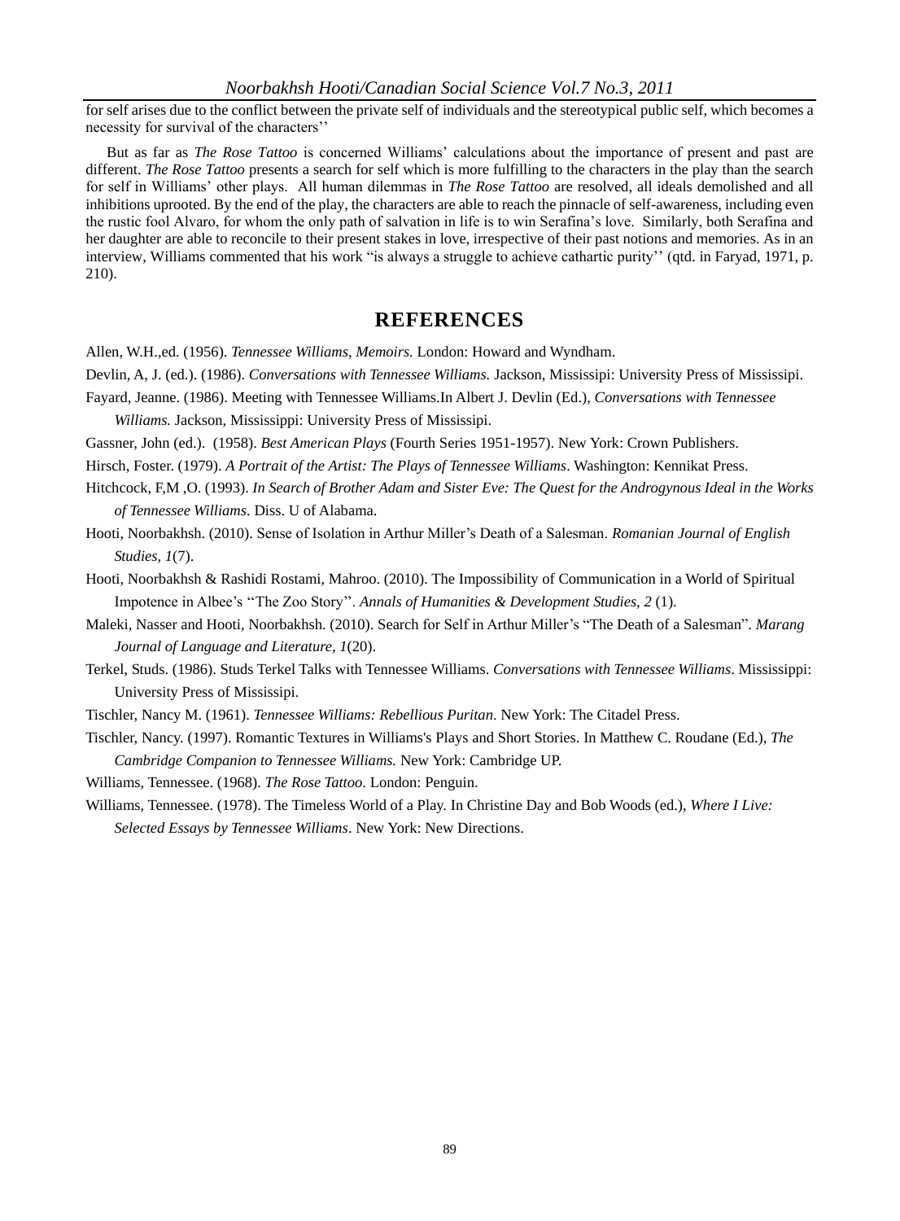for self arises due to the conflict between the private self of individuals and the stereotypical public self, which becomes a necessity for survival of the characters''

But as far as *The Rose Tattoo* is concerned Williams' calculations about the importance of present and past are different. *The Rose Tattoo* presents a search for self which is more fulfilling to the characters in the play than the search for self in Williams' other plays. All human dilemmas in *The Rose Tattoo* are resolved, all ideals demolished and all inhibitions uprooted. By the end of the play, the characters are able to reach the pinnacle of self-awareness, including even the rustic fool Alvaro, for whom the only path of salvation in life is to win Serafina's love. Similarly, both Serafina and her daughter are able to reconcile to their present stakes in love, irrespective of their past notions and memories. As in an interview, Williams commented that his work "is always a struggle to achieve cathartic purity'' (qtd. in Faryad, 1971, p. 210).

## REFERENCES

Allen, W.H.,ed. (1956). *Tennessee Williams, Memoirs.* London: Howard and Wyndham.

Devlin, A, J. (ed.). (1986). *Conversations with Tennessee Williams.* Jackson, Mississipi: University Press of Mississipi.

Fayard, Jeanne. (1986). Meeting with Tennessee Williams.In Albert J. Devlin (Ed.), *Conversations with Tennessee Williams.* Jackson, Mississippi: University Press of Mississipi.

Gassner, John (ed.). (1958). *Best American Plays* (Fourth Series 1951-1957). New York: Crown Publishers.

Hirsch, Foster. (1979). *A Portrait of the Artist: The Plays of Tennessee Williams*. Washington: Kennikat Press.

Hitchcock, F,M ,O. (1993). *In Search of Brother Adam and Sister Eve: The Quest for the Androgynous Ideal in the Works of Tennessee Williams*. Diss. U of Alabama.

Hooti, Noorbakhsh. (2010). Sense of Isolation in Arthur Miller's Death of a Salesman. *Romanian Journal of English Studies, 1*(7).

Hooti, Noorbakhsh & Rashidi Rostami, Mahroo. (2010). The Impossibility of Communication in a World of Spiritual Impotence in Albee's ''The Zoo Story''. *Annals of Humanities & Development Studies, 2* (1).

Maleki, Nasser and Hooti, Noorbakhsh. (2010). Search for Self in Arthur Miller's "The Death of a Salesman". *Marang Journal of Language and Literature, 1*(20).

Terkel, Studs. (1986). Studs Terkel Talks with Tennessee Williams. *Conversations with Tennessee Williams*. Mississippi: University Press of Mississipi.

Tischler, Nancy M. (1961). *Tennessee Williams: Rebellious Puritan*. New York: The Citadel Press.

Tischler, Nancy. (1997). Romantic Textures in Williams's Plays and Short Stories. In Matthew C. Roudane (Ed.), *The Cambridge Companion to Tennessee Williams.* New York: Cambridge UP.

Williams, Tennessee. (1968). *The Rose Tattoo*. London: Penguin.

Williams, Tennessee. (1978). The Timeless World of a Play. In Christine Day and Bob Woods (ed.), *Where I Live: Selected Essays by Tennessee Williams*. New York: New Directions.